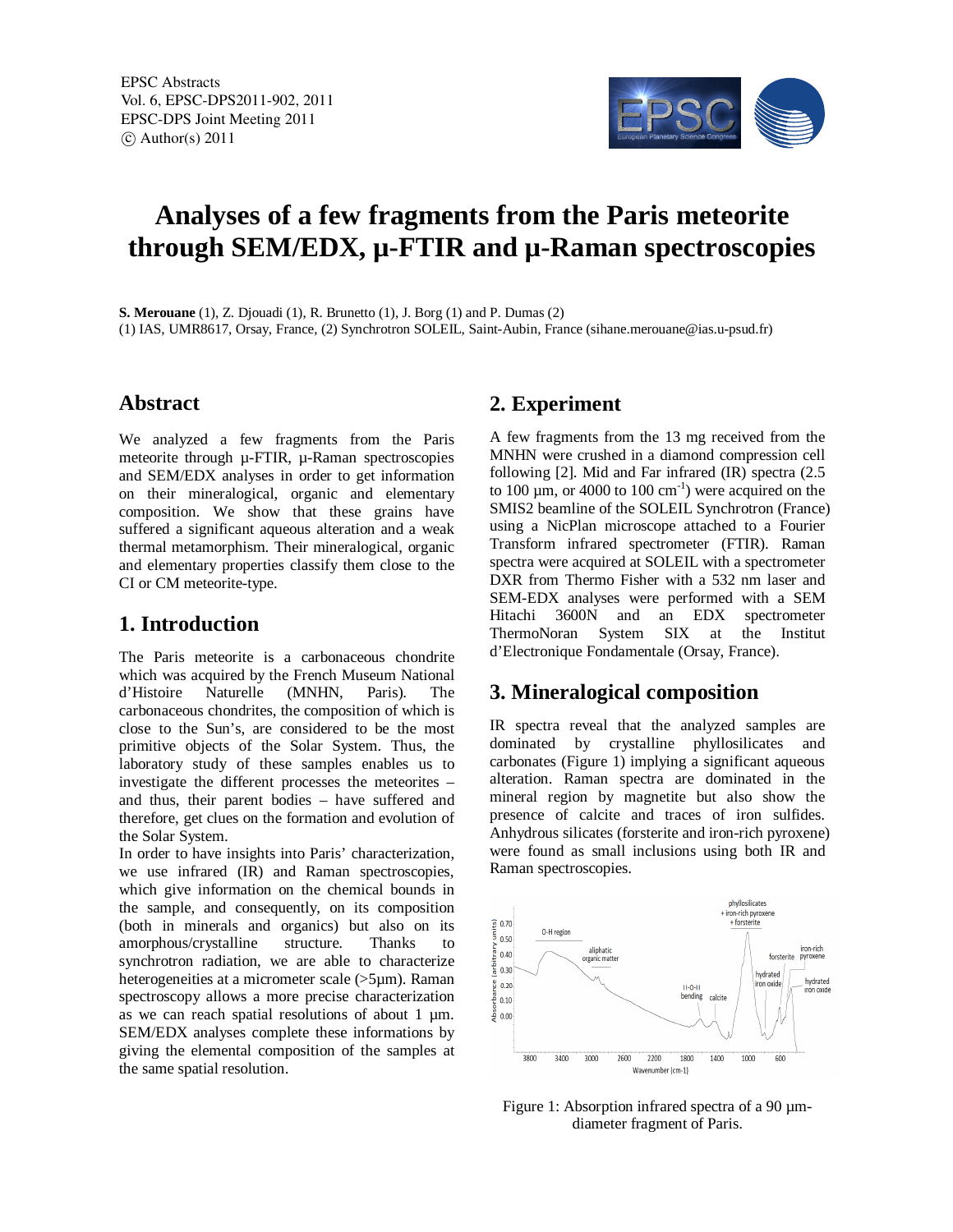# Analyses of a few fragments from the Paris meteorite through SEM/EDX, µ-FTIR and µ-Raman spectroscopies

**S. Merouane** (1), Z. Djouadi (1), R. Brunetto (1), J. Borg (1) and P. Dumas (2)
(1) IAS, UMR8617, Orsay, France, (2) Synchrotron SOLEIL, Saint-Aubin, France (sihane.merouane@ias.u-psud.fr)

## Abstract

We analyzed a few fragments from the Paris meteorite through µ-FTIR, µ-Raman spectroscopies and SEM/EDX analyses in order to get information on their mineralogical, organic and elementary composition. We show that these grains have suffered a significant aqueous alteration and a weak thermal metamorphism. Their mineralogical, organic and elementary properties classify them close to the CI or CM meteorite-type.

## 1. Introduction

The Paris meteorite is a carbonaceous chondrite which was acquired by the French Museum National d'Histoire Naturelle (MNHN, Paris). The carbonaceous chondrites, the composition of which is close to the Sun's, are considered to be the most primitive objects of the Solar System. Thus, the laboratory study of these samples enables us to investigate the different processes the meteorites – and thus, their parent bodies – have suffered and therefore, get clues on the formation and evolution of the Solar System.

In order to have insights into Paris' characterization, we use infrared (IR) and Raman spectroscopies, which give information on the chemical bounds in the sample, and consequently, on its composition (both in minerals and organics) but also on its amorphous/crystalline structure. Thanks to synchrotron radiation, we are able to characterize heterogeneities at a micrometer scale (>5µm). Raman spectroscopy allows a more precise characterization as we can reach spatial resolutions of about 1 µm. SEM/EDX analyses complete these informations by giving the elemental composition of the samples at the same spatial resolution.

## 2. Experiment

A few fragments from the 13 mg received from the MNHN were crushed in a diamond compression cell following [2]. Mid and Far infrared (IR) spectra (2.5 to 100 µm, or 4000 to 100 $cm^{-1}$) were acquired on the SMIS2 beamline of the SOLEIL Synchrotron (France) using a NicPlan microscope attached to a Fourier Transform infrared spectrometer (FTIR). Raman spectra were acquired at SOLEIL with a spectrometer DXR from Thermo Fisher with a 532 nm laser and SEM-EDX analyses were performed with a SEM Hitachi 3600N and an EDX spectrometer ThermoNoran System SIX at the Institut d'Electronique Fondamentale (Orsay, France).

## 3. Mineralogical composition

IR spectra reveal that the analyzed samples are dominated by crystalline phyllosilicates and carbonates (Figure 1) implying a significant aqueous alteration. Raman spectra are dominated in the mineral region by magnetite but also show the presence of calcite and traces of iron sulfides. Anhydrous silicates (forsterite and iron-rich pyroxene) were found as small inclusions using both IR and Raman spectroscopies.

Figure 1: Absorption infrared spectra of a 90 µm-diameter fragment of Paris.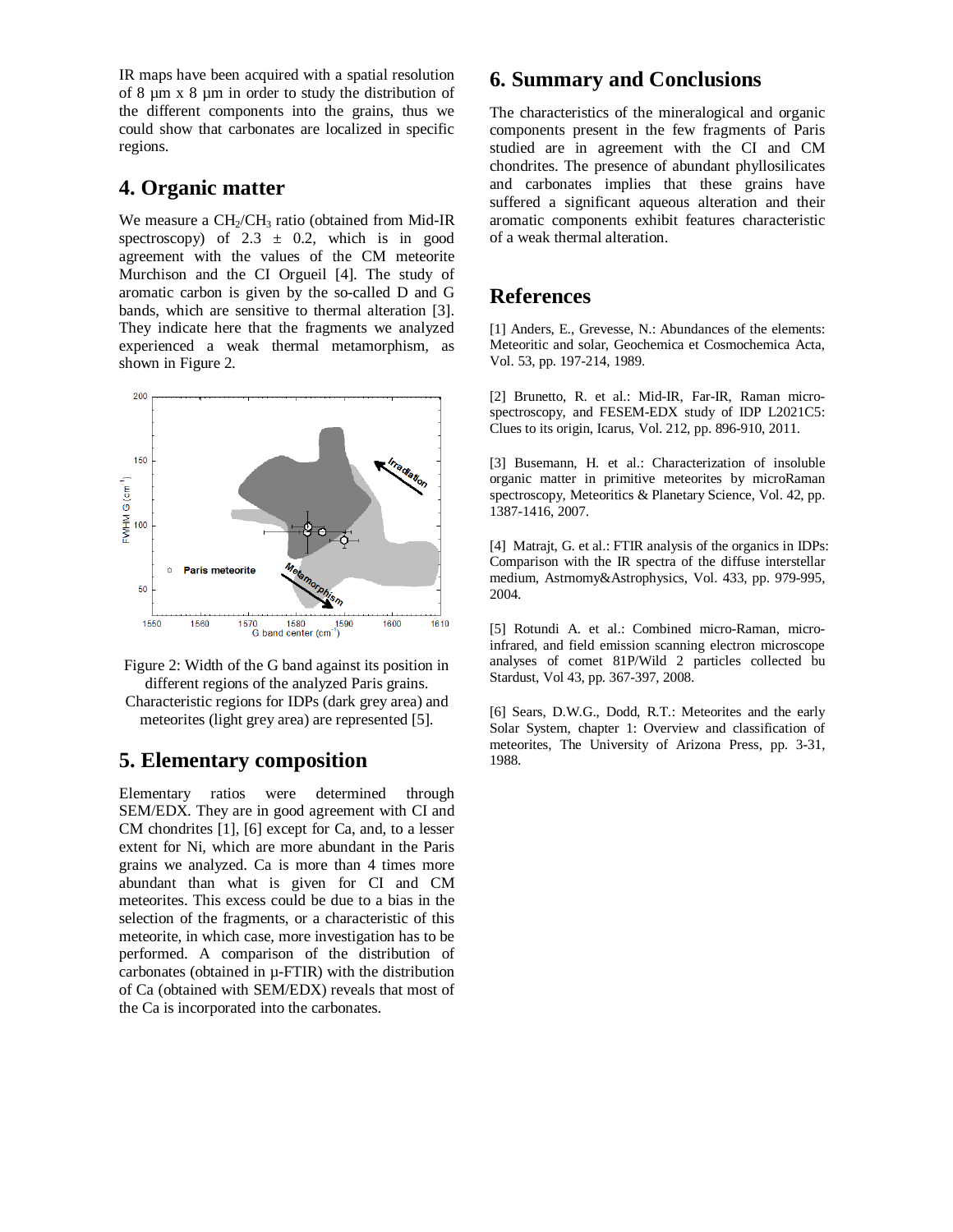IR maps have been acquired with a spatial resolution of 8 µm x 8 µm in order to study the distribution of the different components into the grains, thus we could show that carbonates are localized in specific regions.

## 4. Organic matter

We measure a $CH_2/CH_3$ ratio (obtained from Mid-IR spectroscopy) of $2.3 \pm 0.2$, which is in good agreement with the values of the CM meteorite Murchison and the CI Orgueil [4]. The study of aromatic carbon is given by the so-called D and G bands, which are sensitive to thermal alteration [3]. They indicate here that the fragments we analyzed experienced a weak thermal metamorphism, as shown in Figure 2.

200
150
100
50
FWHM G (cm$^{-1}$)
1550
1560
1570
1580
1590
1600
1610
G band center (cm$^{-1}$)
Paris meteorite
Irradiation
Metamorphism

Figure 2: Width of the G band against its position in different regions of the analyzed Paris grains. Characteristic regions for IDPs (dark grey area) and meteorites (light grey area) are represented [5].

## 5. Elementary composition

Elementary ratios were determined through SEM/EDX. They are in good agreement with CI and CM chondrites [1], [6] except for Ca, and, to a lesser extent for Ni, which are more abundant in the Paris grains we analyzed. Ca is more than 4 times more abundant than what is given for CI and CM meteorites. This excess could be due to a bias in the selection of the fragments, or a characteristic of this meteorite, in which case, more investigation has to be performed. A comparison of the distribution of carbonates (obtained in µ-FTIR) with the distribution of Ca (obtained with SEM/EDX) reveals that most of the Ca is incorporated into the carbonates.

## 6. Summary and Conclusions

The characteristics of the mineralogical and organic components present in the few fragments of Paris studied are in agreement with the CI and CM chondrites. The presence of abundant phyllosilicates and carbonates implies that these grains have suffered a significant aqueous alteration and their aromatic components exhibit features characteristic of a weak thermal alteration.

## References

[1] Anders, E., Grevesse, N.: Abundances of the elements: Meteoritic and solar, Geochemica et Cosmochemica Acta, Vol. 53, pp. 197-214, 1989.

[2] Brunetto, R. et al.: Mid-IR, Far-IR, Raman micro-spectroscopy, and FESEM-EDX study of IDP L2021C5: Clues to its origin, Icarus, Vol. 212, pp. 896-910, 2011.

[3] Busemann, H. et al.: Characterization of insoluble organic matter in primitive meteorites by microRaman spectroscopy, Meteoritics & Planetary Science, Vol. 42, pp. 1387-1416, 2007.

[4] Matrajt, G. et al.: FTIR analysis of the organics in IDPs: Comparison with the IR spectra of the diffuse interstellar medium, Astrnomy&Astrophysics, Vol. 433, pp. 979-995, 2004.

[5] Rotundi A. et al.: Combined micro-Raman, micro-infrared, and field emission scanning electron microscope analyses of comet 81P/Wild 2 particles collected bu Stardust, Vol 43, pp. 367-397, 2008.

[6] Sears, D.W.G., Dodd, R.T.: Meteorites and the early Solar System, chapter 1: Overview and classification of meteorites, The University of Arizona Press, pp. 3-31, 1988.